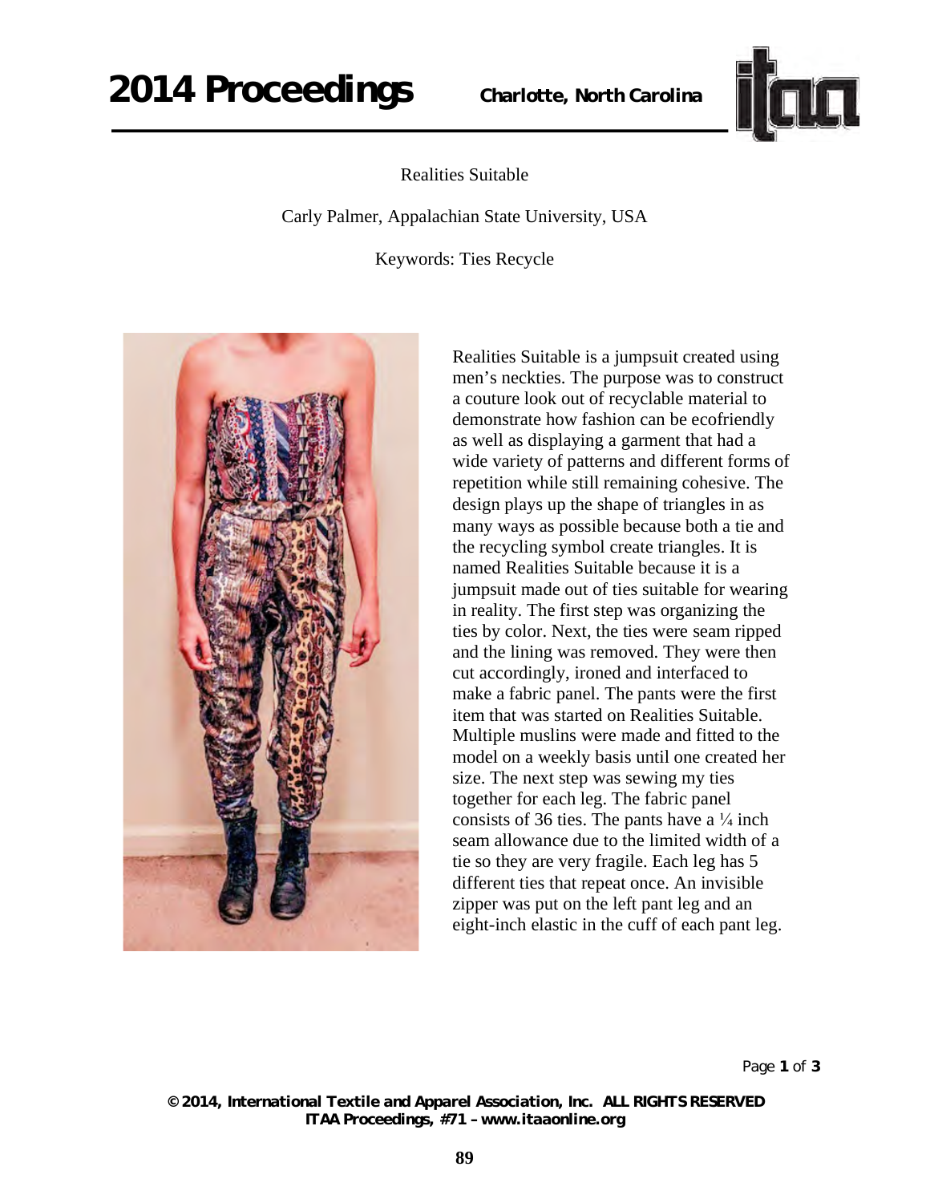# Realities Suitable

Carly Palmer, Appalachian State University, USA

Keywords: Ties Recycle

Realities Suitable is a jumpsuit created using men's neckties. The purpose was to construct a couture look out of recyclable material to demonstrate how fashion can be ecofriendly as well as displaying a garment that had a wide variety of patterns and different forms of repetition while still remaining cohesive. The design plays up the shape of triangles in as many ways as possible because both a tie and the recycling symbol create triangles. It is named Realities Suitable because it is a jumpsuit made out of ties suitable for wearing in reality. The first step was organizing the ties by color. Next, the ties were seam ripped and the lining was removed. They were then cut accordingly, ironed and interfaced to make a fabric panel. The pants were the first item that was started on Realities Suitable. Multiple muslins were made and fitted to the model on a weekly basis until one created her size. The next step was sewing my ties together for each leg. The fabric panel consists of 36 ties. The pants have a ¼ inch seam allowance due to the limited width of a tie so they are very fragile. Each leg has 5 different ties that repeat once. An invisible zipper was put on the left pant leg and an eight-inch elastic in the cuff of each pant leg.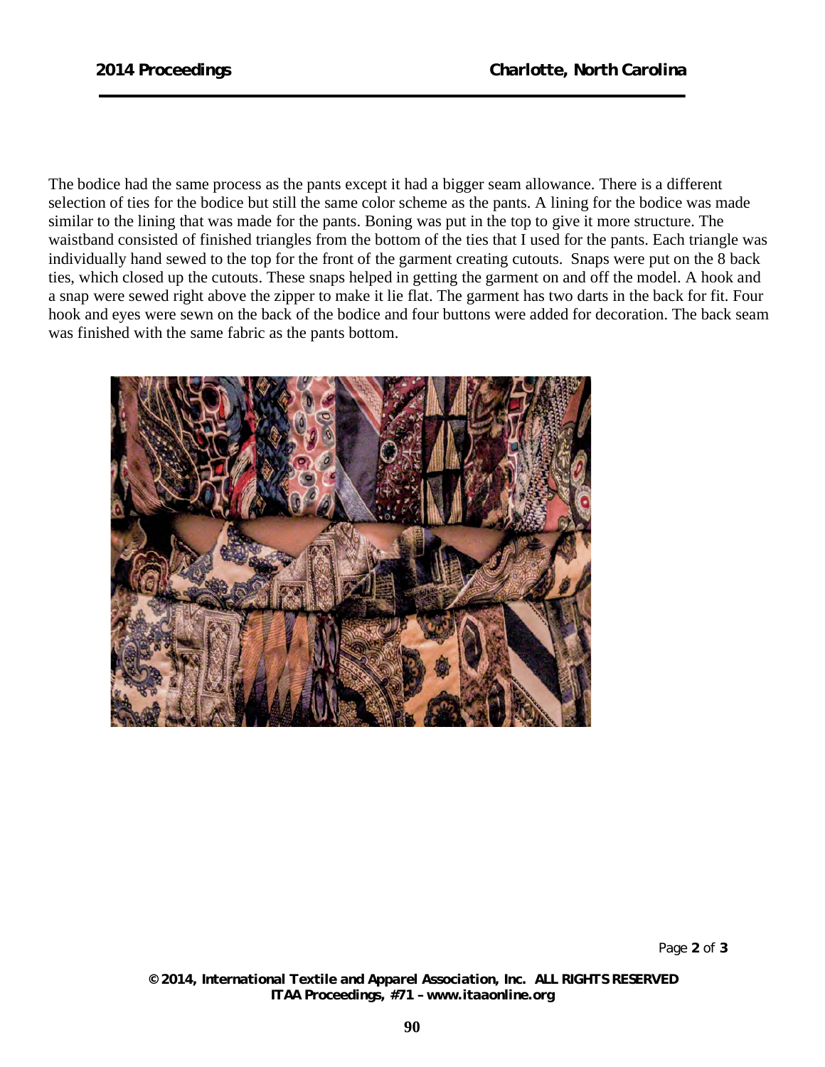The bodice had the same process as the pants except it had a bigger seam allowance. There is a different selection of ties for the bodice but still the same color scheme as the pants. A lining for the bodice was made similar to the lining that was made for the pants. Boning was put in the top to give it more structure. The waistband consisted of finished triangles from the bottom of the ties that I used for the pants. Each triangle was individually hand sewed to the top for the front of the garment creating cutouts. Snaps were put on the 8 back ties, which closed up the cutouts. These snaps helped in getting the garment on and off the model. A hook and a snap were sewed right above the zipper to make it lie flat. The garment has two darts in the back for fit. Four hook and eyes were sewn on the back of the bodice and four buttons were added for decoration. The back seam was finished with the same fabric as the pants bottom.